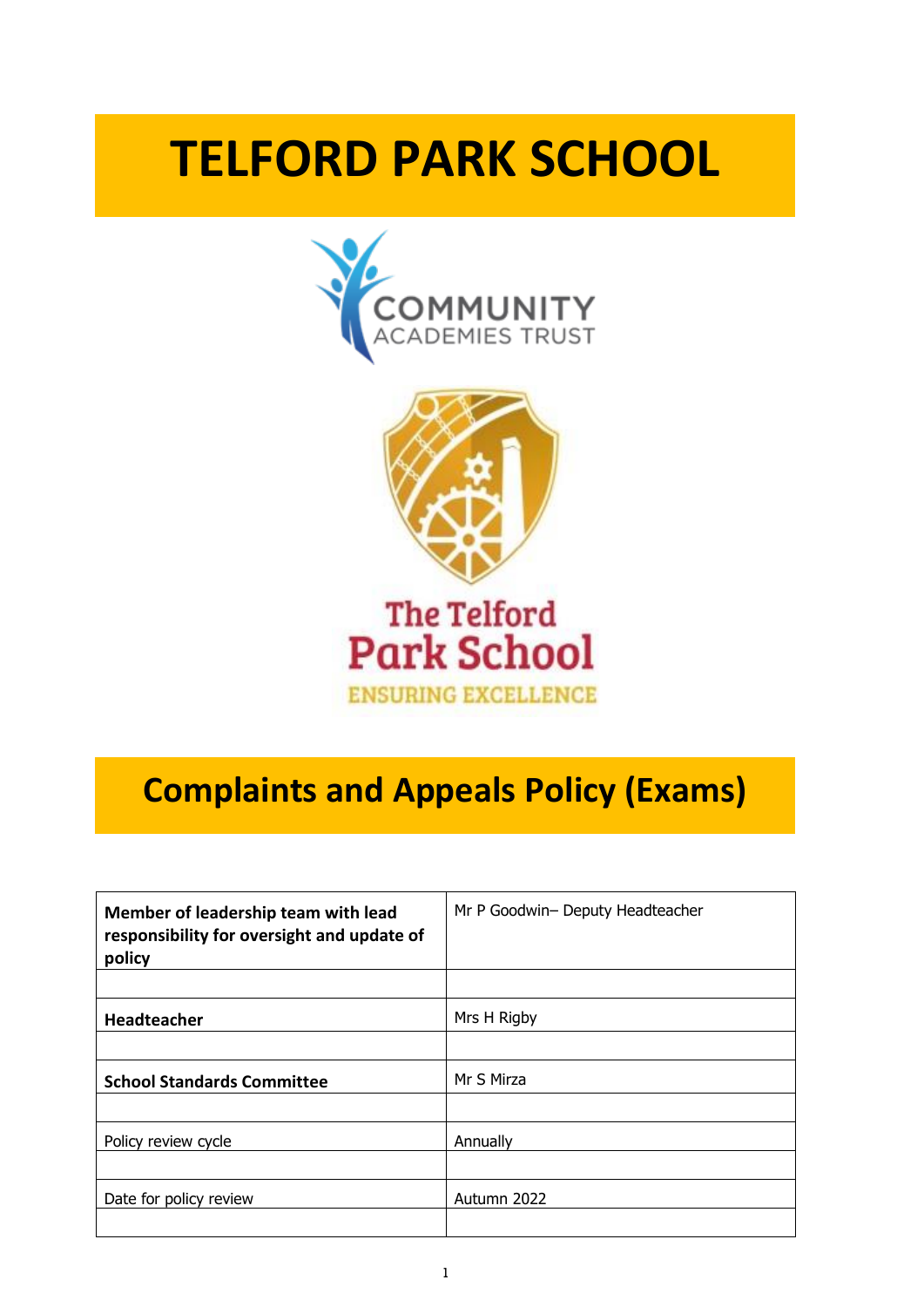# TELFORD PARK SCHOOL

COMMUNITY ACADEMIES TRUST

The Telford Park School

ENSURING EXCELLENCE

## Complaints and Appeals Policy (Exams)

| **Member of leadership team with lead responsibility for oversight and update of policy** | Mr P Goodwin– Deputy Headteacher |
|---|---|
| | |
| **Headteacher** | Mrs H Rigby |
| | |
| **School Standards Committee** | Mr S Mirza |
| | |
| Policy review cycle | Annually |
| | |
| Date for policy review | Autumn 2022 |
| | |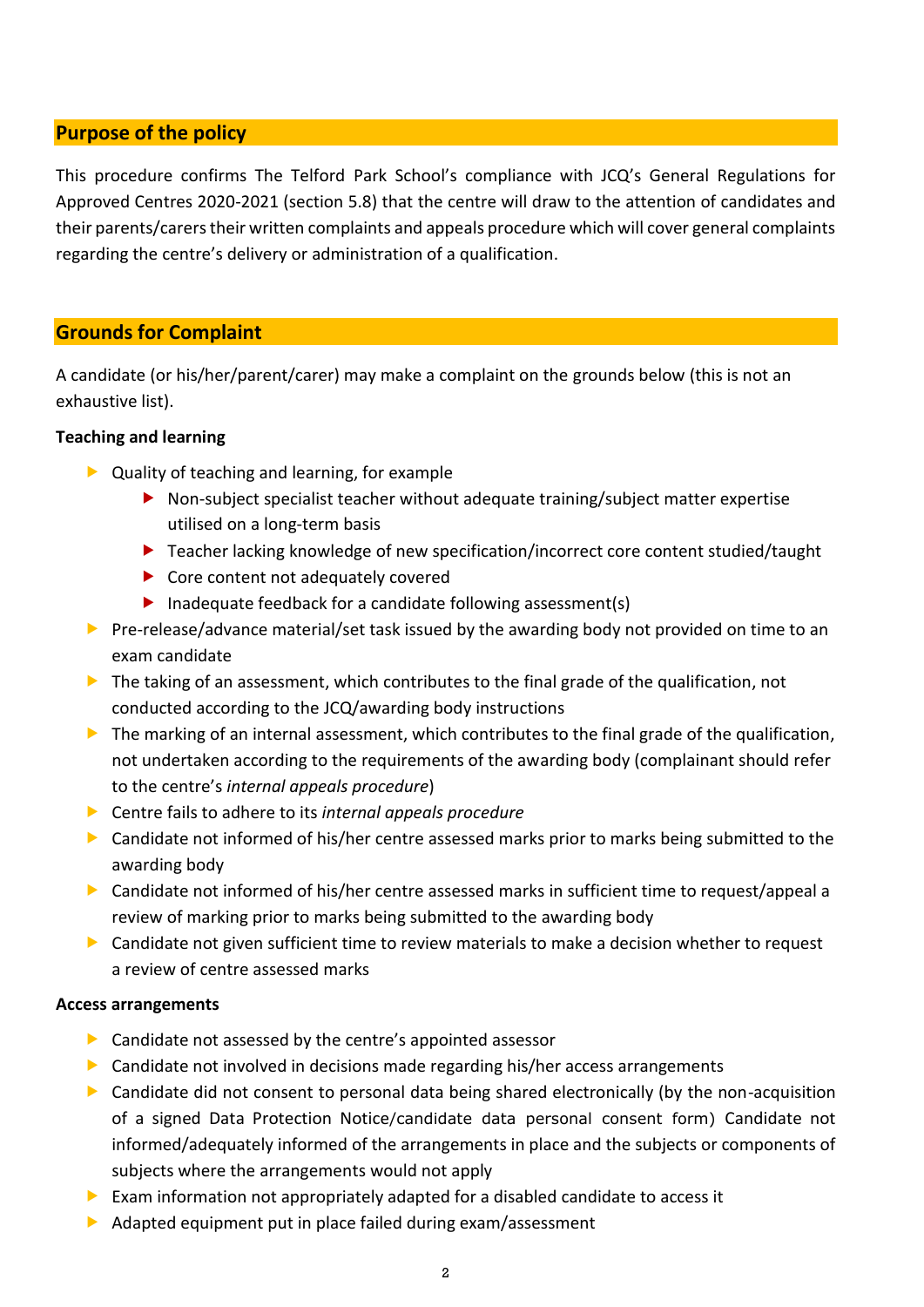## Purpose of the policy

This procedure confirms The Telford Park School's compliance with JCQ's General Regulations for Approved Centres 2020-2021 (section 5.8) that the centre will draw to the attention of candidates and their parents/carers their written complaints and appeals procedure which will cover general complaints regarding the centre's delivery or administration of a qualification.

## Grounds for Complaint

A candidate (or his/her/parent/carer) may make a complaint on the grounds below (this is not an exhaustive list).

**Teaching and learning**

- Quality of teaching and learning, for example
  - Non-subject specialist teacher without adequate training/subject matter expertise utilised on a long-term basis
  - Teacher lacking knowledge of new specification/incorrect core content studied/taught
  - Core content not adequately covered
  - Inadequate feedback for a candidate following assessment(s)
- Pre-release/advance material/set task issued by the awarding body not provided on time to an exam candidate
- The taking of an assessment, which contributes to the final grade of the qualification, not conducted according to the JCQ/awarding body instructions
- The marking of an internal assessment, which contributes to the final grade of the qualification, not undertaken according to the requirements of the awarding body (complainant should refer to the centre's *internal appeals procedure*)
- Centre fails to adhere to its *internal appeals procedure*
- Candidate not informed of his/her centre assessed marks prior to marks being submitted to the awarding body
- Candidate not informed of his/her centre assessed marks in sufficient time to request/appeal a review of marking prior to marks being submitted to the awarding body
- Candidate not given sufficient time to review materials to make a decision whether to request a review of centre assessed marks

**Access arrangements**

- Candidate not assessed by the centre's appointed assessor
- Candidate not involved in decisions made regarding his/her access arrangements
- Candidate did not consent to personal data being shared electronically (by the non-acquisition of a signed Data Protection Notice/candidate data personal consent form) Candidate not informed/adequately informed of the arrangements in place and the subjects or components of subjects where the arrangements would not apply
- Exam information not appropriately adapted for a disabled candidate to access it
- Adapted equipment put in place failed during exam/assessment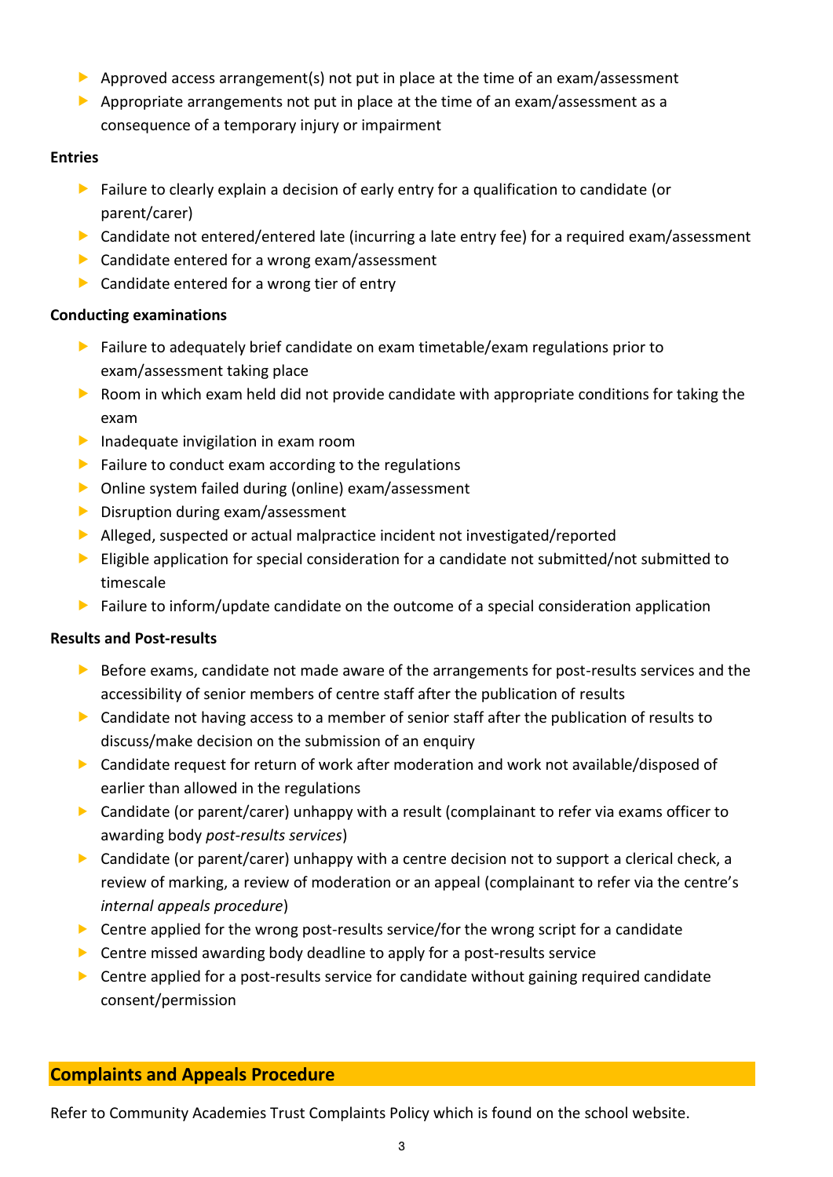- Approved access arrangement(s) not put in place at the time of an exam/assessment
- Appropriate arrangements not put in place at the time of an exam/assessment as a consequence of a temporary injury or impairment

**Entries**

- Failure to clearly explain a decision of early entry for a qualification to candidate (or parent/carer)
- Candidate not entered/entered late (incurring a late entry fee) for a required exam/assessment
- Candidate entered for a wrong exam/assessment
- Candidate entered for a wrong tier of entry

**Conducting examinations**

- Failure to adequately brief candidate on exam timetable/exam regulations prior to exam/assessment taking place
- Room in which exam held did not provide candidate with appropriate conditions for taking the exam
- Inadequate invigilation in exam room
- Failure to conduct exam according to the regulations
- Online system failed during (online) exam/assessment
- Disruption during exam/assessment
- Alleged, suspected or actual malpractice incident not investigated/reported
- Eligible application for special consideration for a candidate not submitted/not submitted to timescale
- Failure to inform/update candidate on the outcome of a special consideration application

**Results and Post-results**

- Before exams, candidate not made aware of the arrangements for post-results services and the accessibility of senior members of centre staff after the publication of results
- Candidate not having access to a member of senior staff after the publication of results to discuss/make decision on the submission of an enquiry
- Candidate request for return of work after moderation and work not available/disposed of earlier than allowed in the regulations
- Candidate (or parent/carer) unhappy with a result (complainant to refer via exams officer to awarding body *post-results services*)
- Candidate (or parent/carer) unhappy with a centre decision not to support a clerical check, a review of marking, a review of moderation or an appeal (complainant to refer via the centre's *internal appeals procedure*)
- Centre applied for the wrong post-results service/for the wrong script for a candidate
- Centre missed awarding body deadline to apply for a post-results service
- Centre applied for a post-results service for candidate without gaining required candidate consent/permission

## Complaints and Appeals Procedure

Refer to Community Academies Trust Complaints Policy which is found on the school website.